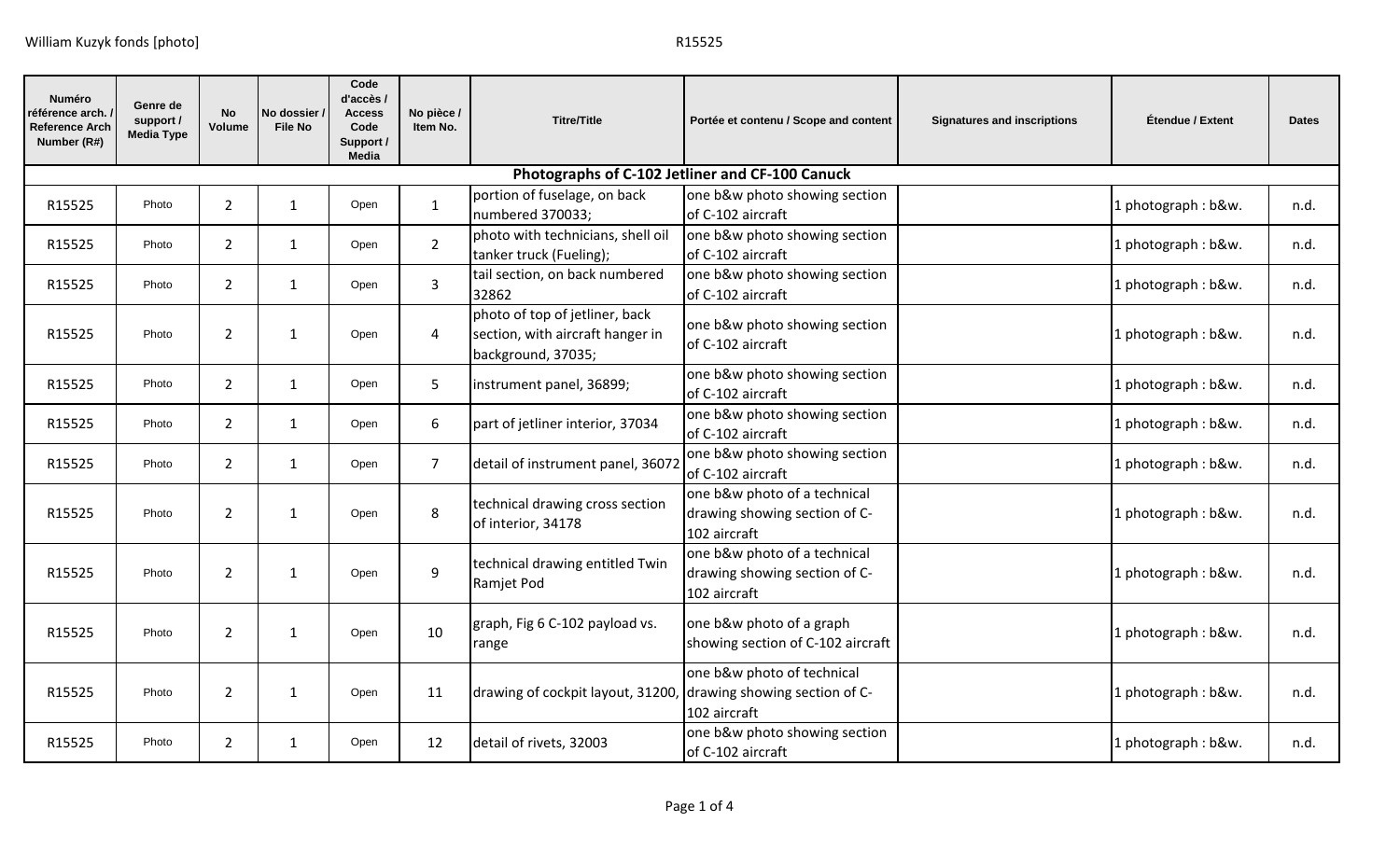| Numéro référence arch. / Reference Arch Number (R#) | Genre de support / Media Type | No Volume | No dossier / File No | Code d'accès / Access Code Support / Media | No pièce / Item No. | Titre/Title | Portée et contenu / Scope and content | Signatures and inscriptions | Étendue / Extent | Dates |
|---|---|---|---|---|---|---|---|---|---|---|
| **Photographs of C-102 Jetliner and CF-100 Canuck** | | | | | | | | | | |
| R15525 | Photo | 2 | 1 | Open | 1 | portion of fuselage, on back numbered 370033; | one b&w photo showing section of C-102 aircraft | | 1 photograph : b&w. | n.d. |
| R15525 | Photo | 2 | 1 | Open | 2 | photo with technicians, shell oil tanker truck (Fueling); | one b&w photo showing section of C-102 aircraft | | 1 photograph : b&w. | n.d. |
| R15525 | Photo | 2 | 1 | Open | 3 | tail section, on back numbered 32862 | one b&w photo showing section of C-102 aircraft | | 1 photograph : b&w. | n.d. |
| R15525 | Photo | 2 | 1 | Open | 4 | photo of top of jetliner, back section, with aircraft hanger in background, 37035; | one b&w photo showing section of C-102 aircraft | | 1 photograph : b&w. | n.d. |
| R15525 | Photo | 2 | 1 | Open | 5 | instrument panel, 36899; | one b&w photo showing section of C-102 aircraft | | 1 photograph : b&w. | n.d. |
| R15525 | Photo | 2 | 1 | Open | 6 | part of jetliner interior, 37034 | one b&w photo showing section of C-102 aircraft | | 1 photograph : b&w. | n.d. |
| R15525 | Photo | 2 | 1 | Open | 7 | detail of instrument panel, 36072 | one b&w photo showing section of C-102 aircraft | | 1 photograph : b&w. | n.d. |
| R15525 | Photo | 2 | 1 | Open | 8 | technical drawing cross section of interior, 34178 | one b&w photo of a technical drawing showing section of C-102 aircraft | | 1 photograph : b&w. | n.d. |
| R15525 | Photo | 2 | 1 | Open | 9 | technical drawing entitled Twin Ramjet Pod | one b&w photo of a technical drawing showing section of C-102 aircraft | | 1 photograph : b&w. | n.d. |
| R15525 | Photo | 2 | 1 | Open | 10 | graph, Fig 6 C-102 payload vs. range | one b&w photo of a graph showing section of C-102 aircraft | | 1 photograph : b&w. | n.d. |
| R15525 | Photo | 2 | 1 | Open | 11 | drawing of cockpit layout, 31200, | one b&w photo of technical drawing showing section of C-102 aircraft | | 1 photograph : b&w. | n.d. |
| R15525 | Photo | 2 | 1 | Open | 12 | detail of rivets, 32003 | one b&w photo showing section of C-102 aircraft | | 1 photograph : b&w. | n.d. |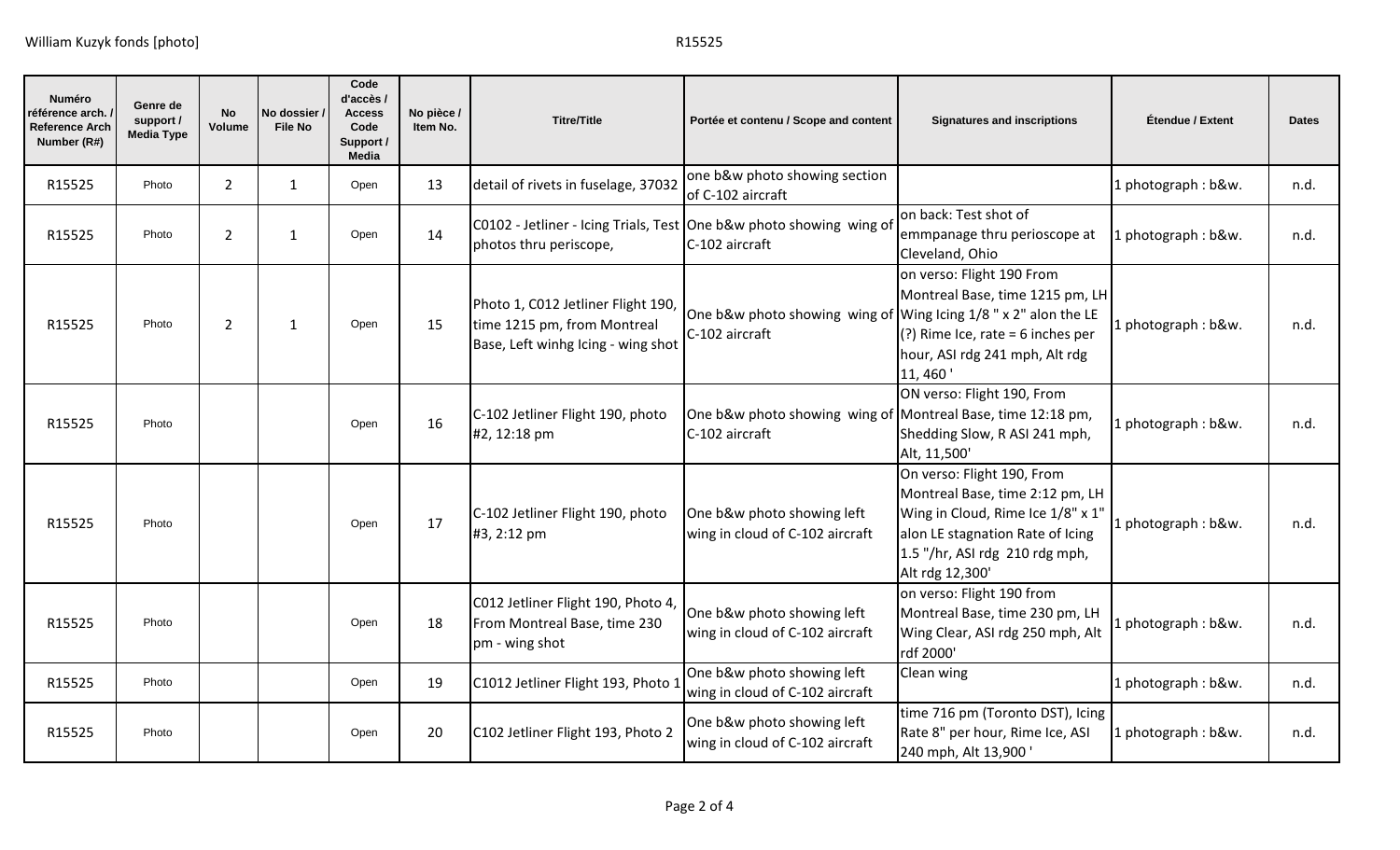| Numéro référence arch. / Reference Arch Number (R#) | Genre de support / Media Type | No Volume | No dossier / File No | Code d'accès / Access Code Support / Media | No pièce / Item No. | Titre/Title | Portée et contenu / Scope and content | Signatures and inscriptions | Étendue / Extent | Dates |
|---|---|---|---|---|---|---|---|---|---|---|
| R15525 | Photo | 2 | 1 | Open | 13 | detail of rivets in fuselage, 37032 | one b&w photo showing section of C-102 aircraft | | 1 photograph : b&w. | n.d. |
| R15525 | Photo | 2 | 1 | Open | 14 | C0102 - Jetliner - Icing Trials, Test photos thru periscope, | One b&w photo showing wing of C-102 aircraft | on back: Test shot of emmpanage thru perioscope at Cleveland, Ohio | 1 photograph : b&w. | n.d. |
| R15525 | Photo | 2 | 1 | Open | 15 | Photo 1, C012 Jetliner Flight 190, time 1215 pm, from Montreal Base, Left winhg Icing - wing shot | One b&w photo showing wing of C-102 aircraft | on verso: Flight 190 From Montreal Base, time 1215 pm, LH Wing Icing 1/8 " x 2" alon the LE (?) Rime Ice, rate = 6 inches per hour, ASI rdg 241 mph, Alt rdg 11, 460 ' | 1 photograph : b&w. | n.d. |
| R15525 | Photo | | | Open | 16 | C-102 Jetliner Flight 190, photo #2, 12:18 pm | One b&w photo showing wing of C-102 aircraft | ON verso: Flight 190, From Montreal Base, time 12:18 pm, Shedding Slow, R ASI 241 mph, Alt, 11,500' | 1 photograph : b&w. | n.d. |
| R15525 | Photo | | | Open | 17 | C-102 Jetliner Flight 190, photo #3, 2:12 pm | One b&w photo showing left wing in cloud of C-102 aircraft | On verso: Flight 190, From Montreal Base, time 2:12 pm, LH Wing in Cloud, Rime Ice 1/8" x 1" alon LE stagnation Rate of Icing 1.5 "/hr, ASI rdg 210 rdg mph, Alt rdg 12,300' | 1 photograph : b&w. | n.d. |
| R15525 | Photo | | | Open | 18 | C012 Jetliner Flight 190, Photo 4, From Montreal Base, time 230 pm - wing shot | One b&w photo showing left wing in cloud of C-102 aircraft | on verso: Flight 190 from Montreal Base, time 230 pm, LH Wing Clear, ASI rdg 250 mph, Alt rdf 2000' | 1 photograph : b&w. | n.d. |
| R15525 | Photo | | | Open | 19 | C1012 Jetliner Flight 193, Photo 1 | One b&w photo showing left wing in cloud of C-102 aircraft | Clean wing | 1 photograph : b&w. | n.d. |
| R15525 | Photo | | | Open | 20 | C102 Jetliner Flight 193, Photo 2 | One b&w photo showing left wing in cloud of C-102 aircraft | time 716 pm (Toronto DST), Icing Rate 8" per hour, Rime Ice, ASI 240 mph, Alt 13,900 ' | 1 photograph : b&w. | n.d. |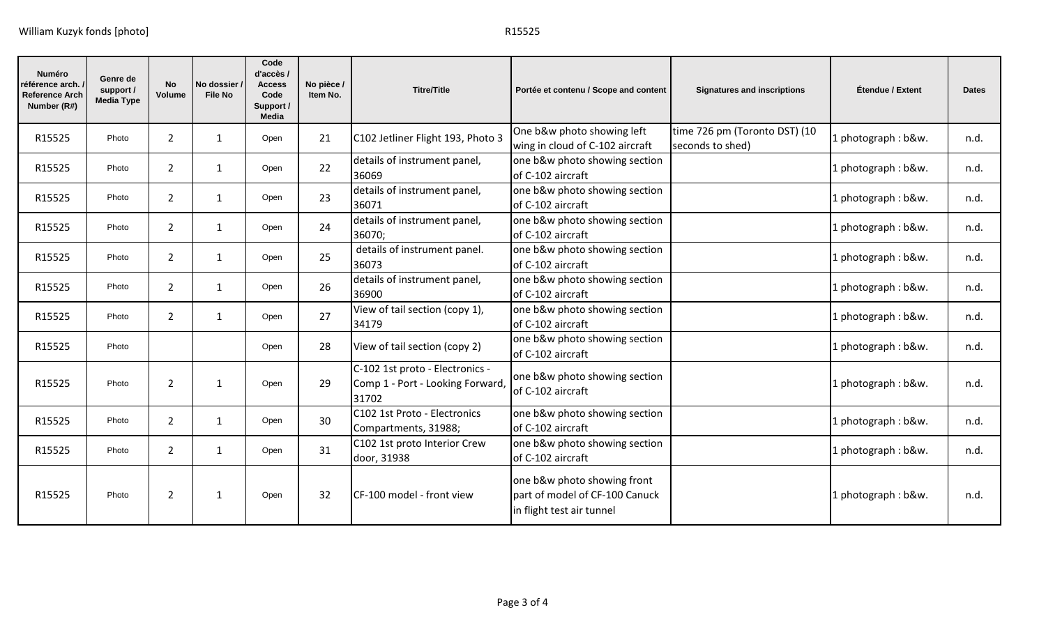| Numéro référence arch. / Reference Arch Number (R#) | Genre de support / Media Type | No Volume | No dossier / File No | Code d'accès / Access Code Support / Media | No pièce / Item No. | Titre/Title | Portée et contenu / Scope and content | Signatures and inscriptions | Étendue / Extent | Dates |
|---|---|---|---|---|---|---|---|---|---|---|
| R15525 | Photo | 2 | 1 | Open | 21 | C102 Jetliner Flight 193, Photo 3 | One b&w photo showing left wing in cloud of C-102 aircraft | time 726 pm (Toronto DST) (10 seconds to shed) | 1 photograph : b&w. | n.d. |
| R15525 | Photo | 2 | 1 | Open | 22 | details of instrument panel, 36069 | one b&w photo showing section of C-102 aircraft | | 1 photograph : b&w. | n.d. |
| R15525 | Photo | 2 | 1 | Open | 23 | details of instrument panel, 36071 | one b&w photo showing section of C-102 aircraft | | 1 photograph : b&w. | n.d. |
| R15525 | Photo | 2 | 1 | Open | 24 | details of instrument panel, 36070; | one b&w photo showing section of C-102 aircraft | | 1 photograph : b&w. | n.d. |
| R15525 | Photo | 2 | 1 | Open | 25 | details of instrument panel. 36073 | one b&w photo showing section of C-102 aircraft | | 1 photograph : b&w. | n.d. |
| R15525 | Photo | 2 | 1 | Open | 26 | details of instrument panel, 36900 | one b&w photo showing section of C-102 aircraft | | 1 photograph : b&w. | n.d. |
| R15525 | Photo | 2 | 1 | Open | 27 | View of tail section (copy 1), 34179 | one b&w photo showing section of C-102 aircraft | | 1 photograph : b&w. | n.d. |
| R15525 | Photo | | | Open | 28 | View of tail section (copy 2) | one b&w photo showing section of C-102 aircraft | | 1 photograph : b&w. | n.d. |
| R15525 | Photo | 2 | 1 | Open | 29 | C-102 1st proto - Electronics - Comp 1 - Port - Looking Forward, 31702 | one b&w photo showing section of C-102 aircraft | | 1 photograph : b&w. | n.d. |
| R15525 | Photo | 2 | 1 | Open | 30 | C102 1st Proto - Electronics Compartments, 31988; | one b&w photo showing section of C-102 aircraft | | 1 photograph : b&w. | n.d. |
| R15525 | Photo | 2 | 1 | Open | 31 | C102 1st proto Interior Crew door, 31938 | one b&w photo showing section of C-102 aircraft | | 1 photograph : b&w. | n.d. |
| R15525 | Photo | 2 | 1 | Open | 32 | CF-100 model - front view | one b&w photo showing front part of model of CF-100 Canuck in flight test air tunnel | | 1 photograph : b&w. | n.d. |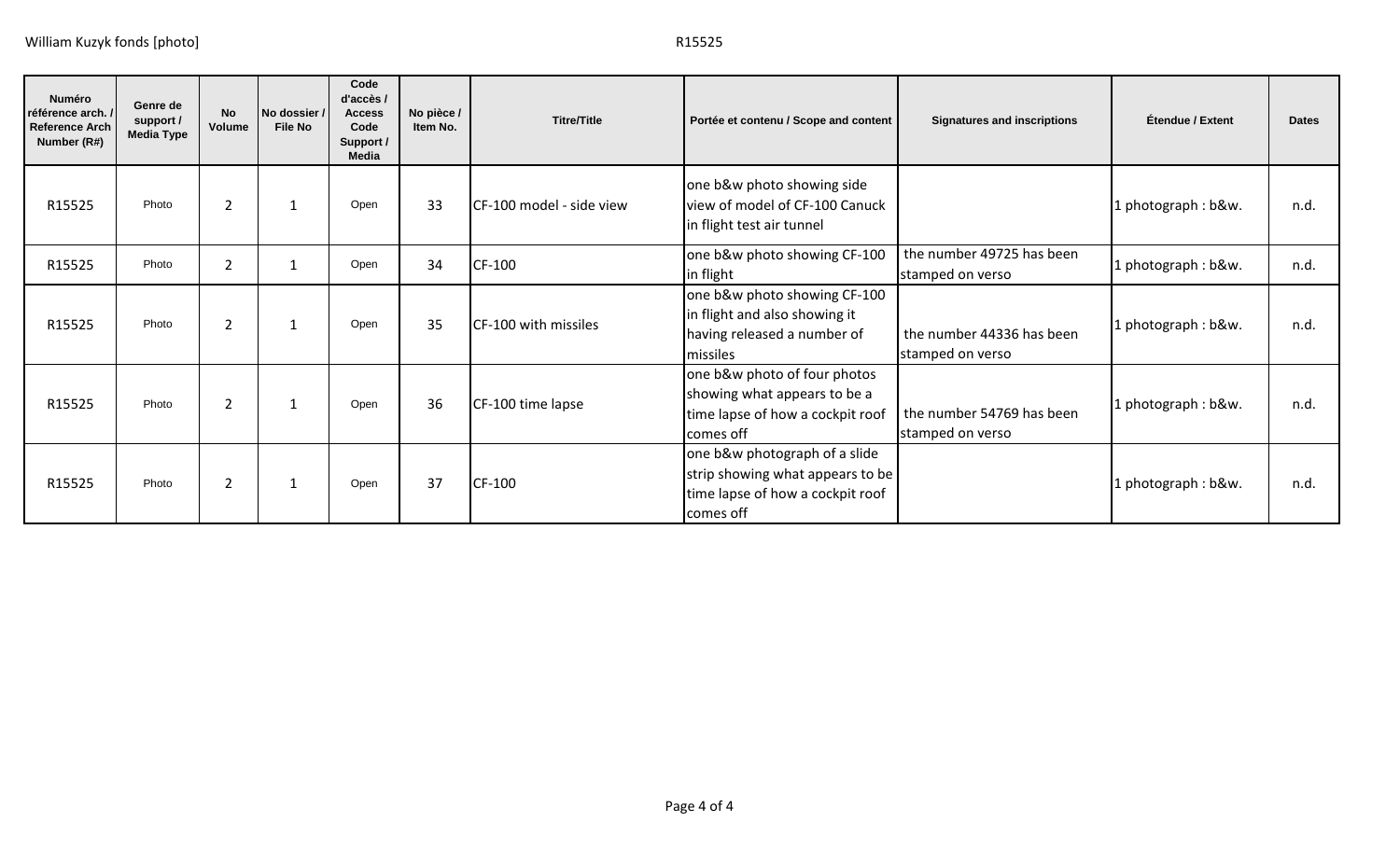| Numéro référence arch. / Reference Arch Number (R#) | Genre de support / Media Type | No Volume | No dossier / File No | Code d'accès / Access Code Support / Media | No pièce / Item No. | Titre/Title | Portée et contenu / Scope and content | Signatures and inscriptions | Étendue / Extent | Dates |
|---|---|---|---|---|---|---|---|---|---|---|
| R15525 | Photo | 2 | 1 | Open | 33 | CF-100 model - side view | one b&w photo showing side view of model of CF-100 Canuck in flight test air tunnel | | 1 photograph : b&w. | n.d. |
| R15525 | Photo | 2 | 1 | Open | 34 | CF-100 | one b&w photo showing CF-100 in flight | the number 49725 has been stamped on verso | 1 photograph : b&w. | n.d. |
| R15525 | Photo | 2 | 1 | Open | 35 | CF-100 with missiles | one b&w photo showing CF-100 in flight and also showing it having released a number of missiles | the number 44336 has been stamped on verso | 1 photograph : b&w. | n.d. |
| R15525 | Photo | 2 | 1 | Open | 36 | CF-100 time lapse | one b&w photo of four photos showing what appears to be a time lapse of how a cockpit roof comes off | the number 54769 has been stamped on verso | 1 photograph : b&w. | n.d. |
| R15525 | Photo | 2 | 1 | Open | 37 | CF-100 | one b&w photograph of a slide strip showing what appears to be time lapse of how a cockpit roof comes off | | 1 photograph : b&w. | n.d. |